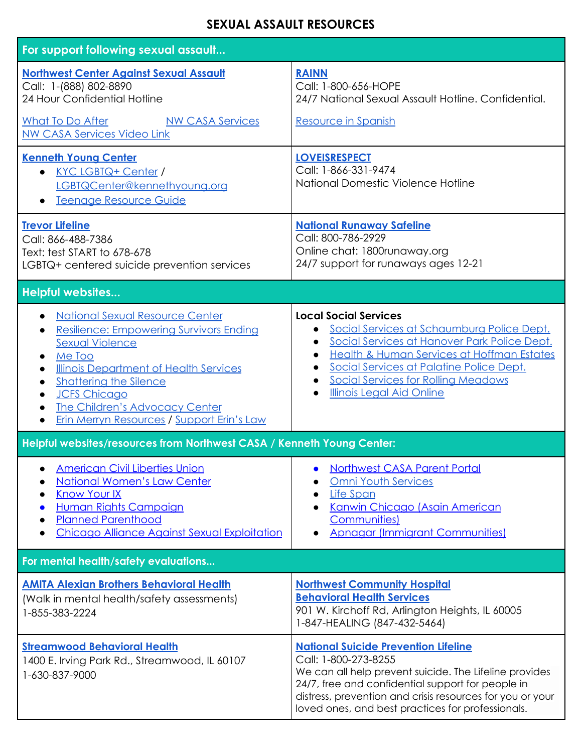# SEXUAL ASSAULT RESOURCES

## For support following sexual assault...

**Northwest Center Against Sexual Assault**
Call: 1-(888) 802-8890
24 Hour Confidential Hotline

What To Do After
NW CASA Services
NW CASA Services Video Link

**RAINN**
Call: 1-800-656-HOPE
24/7 National Sexual Assault Hotline. Confidential.

Resource in Spanish

**Kenneth Young Center**
- KYC LGBTQ+ Center / LGBTQCenter@kennethyoung.org
- Teenage Resource Guide

**LOVEISRESPECT**
Call: 1-866-331-9474
National Domestic Violence Hotline

**Trevor Lifeline**
Call: 866-488-7386
Text: test START to 678-678
LGBTQ+ centered suicide prevention services

**National Runaway Safeline**
Call: 800-786-2929
Online chat: 1800runaway.org
24/7 support for runaways ages 12-21

## Helpful websites...

- National Sexual Resource Center
- Resilience: Empowering Survivors Ending Sexual Violence
- Me Too
- Illinois Department of Health Services
- Shattering the Silence
- JCFS Chicago
- The Children's Advocacy Center
- Erin Merryn Resources / Support Erin's Law

**Local Social Services**
- Social Services at Schaumburg Police Dept.
- Social Services at Hanover Park Police Dept.
- Health & Human Services at Hoffman Estates
- Social Services at Palatine Police Dept.
- Social Services for Rolling Meadows
- Illinois Legal Aid Online

## Helpful websites/resources from Northwest CASA / Kenneth Young Center:

- American Civil Liberties Union
- National Women's Law Center
- Know Your IX
- Human Rights Campaign
- Planned Parenthood
- Chicago Alliance Against Sexual Exploitation
- Northwest CASA Parent Portal
- Omni Youth Services
- Life Span
- Kanwin Chicago (Asain American Communities)
- Apnagar (Immigrant Communities)

## For mental health/safety evaluations...

**AMITA Alexian Brothers Behavioral Health**
(Walk in mental health/safety assessments)
1-855-383-2224

**Northwest Community Hospital Behavioral Health Services**
901 W. Kirchoff Rd, Arlington Heights, IL 60005
1-847-HEALING (847-432-5464)

**Streamwood Behavioral Health**
1400 E. Irving Park Rd., Streamwood, IL 60107
1-630-837-9000

**National Suicide Prevention Lifeline**
Call: 1-800-273-8255
We can all help prevent suicide. The Lifeline provides 24/7, free and confidential support for people in distress, prevention and crisis resources for you or your loved ones, and best practices for professionals.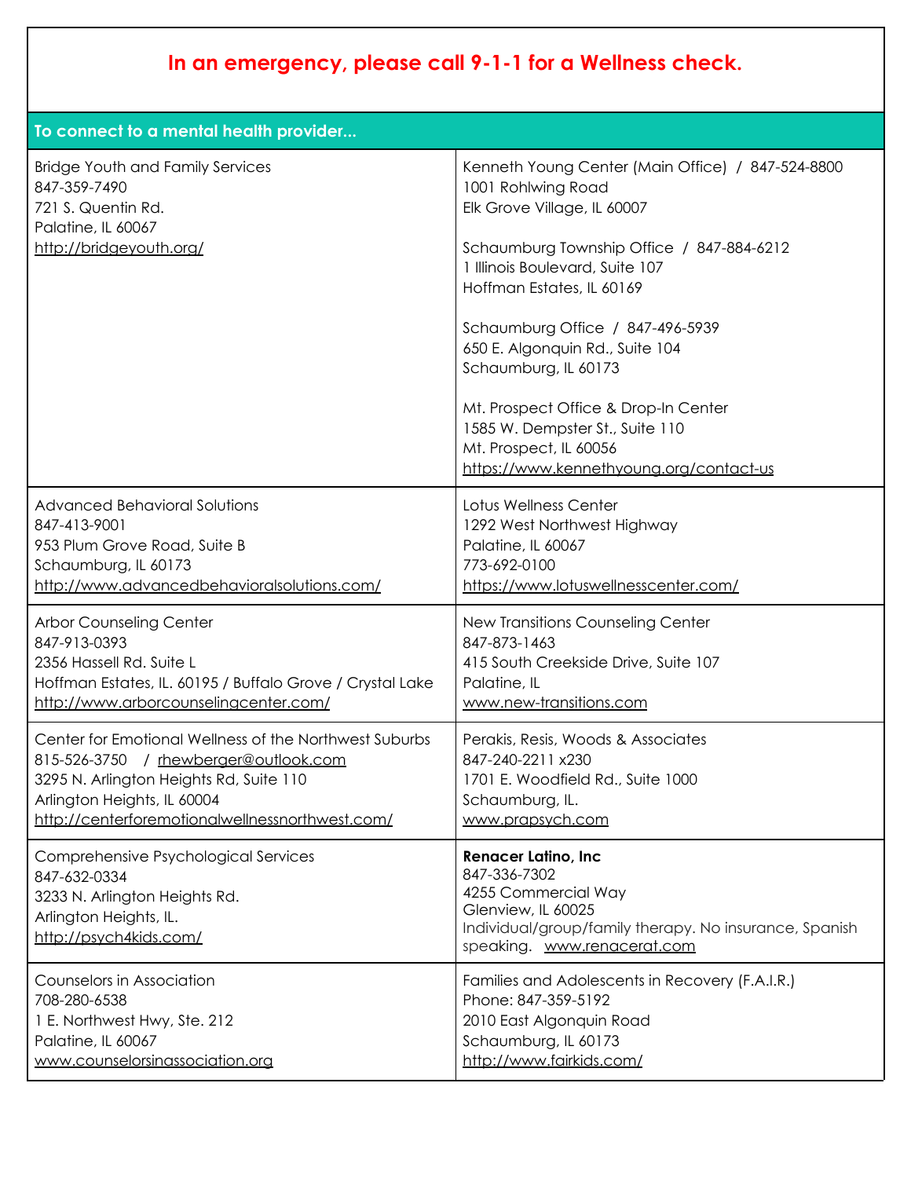**In an emergency, please call 9-1-1 for a Wellness check.**

**To connect to a mental health provider...**

| | |
|---|---|
| Bridge Youth and Family Services<br>847-359-7490<br>721 S. Quentin Rd.<br>Palatine, IL 60067<br>http://bridgeyouth.org/ | Kenneth Young Center (Main Office) / 847-524-8800<br>1001 Rohlwing Road<br>Elk Grove Village, IL 60007<br><br>Schaumburg Township Office / 847-884-6212<br>1 Illinois Boulevard, Suite 107<br>Hoffman Estates, IL 60169<br><br>Schaumburg Office / 847-496-5939<br>650 E. Algonquin Rd., Suite 104<br>Schaumburg, IL 60173<br><br>Mt. Prospect Office & Drop-In Center<br>1585 W. Dempster St., Suite 110<br>Mt. Prospect, IL 60056<br>https://www.kennethyoung.org/contact-us |
| Advanced Behavioral Solutions<br>847-413-9001<br>953 Plum Grove Road, Suite B<br>Schaumburg, IL 60173<br>http://www.advancedbehavioralsolutions.com/ | Lotus Wellness Center<br>1292 West Northwest Highway<br>Palatine, IL 60067<br>773-692-0100<br>https://www.lotuswellnesscenter.com/ |
| Arbor Counseling Center<br>847-913-0393<br>2356 Hassell Rd. Suite L<br>Hoffman Estates, IL. 60195 / Buffalo Grove / Crystal Lake<br>http://www.arborcounselingcenter.com/ | New Transitions Counseling Center<br>847-873-1463<br>415 South Creekside Drive, Suite 107<br>Palatine, IL<br>www.new-transitions.com |
| Center for Emotional Wellness of the Northwest Suburbs<br>815-526-3750 / rhewberger@outlook.com<br>3295 N. Arlington Heights Rd, Suite 110<br>Arlington Heights, IL 60004<br>http://centerforemotionalwellnessnorthwest.com/ | Perakis, Resis, Woods & Associates<br>847-240-2211 x230<br>1701 E. Woodfield Rd., Suite 1000<br>Schaumburg, IL.<br>www.prapsych.com |
| Comprehensive Psychological Services<br>847-632-0334<br>3233 N. Arlington Heights Rd.<br>Arlington Heights, IL.<br>http://psych4kids.com/ | **Renacer Latino, Inc**<br>847-336-7302<br>4255 Commercial Way<br>Glenview, IL 60025<br>Individual/group/family therapy. No insurance, Spanish speaking. www.renacerat.com |
| Counselors in Association<br>708-280-6538<br>1 E. Northwest Hwy, Ste. 212<br>Palatine, IL 60067<br>www.counselorsinassociation.org | Families and Adolescents in Recovery (F.A.I.R.)<br>Phone: 847-359-5192<br>2010 East Algonquin Road<br>Schaumburg, IL 60173<br>http://www.fairkids.com/ |